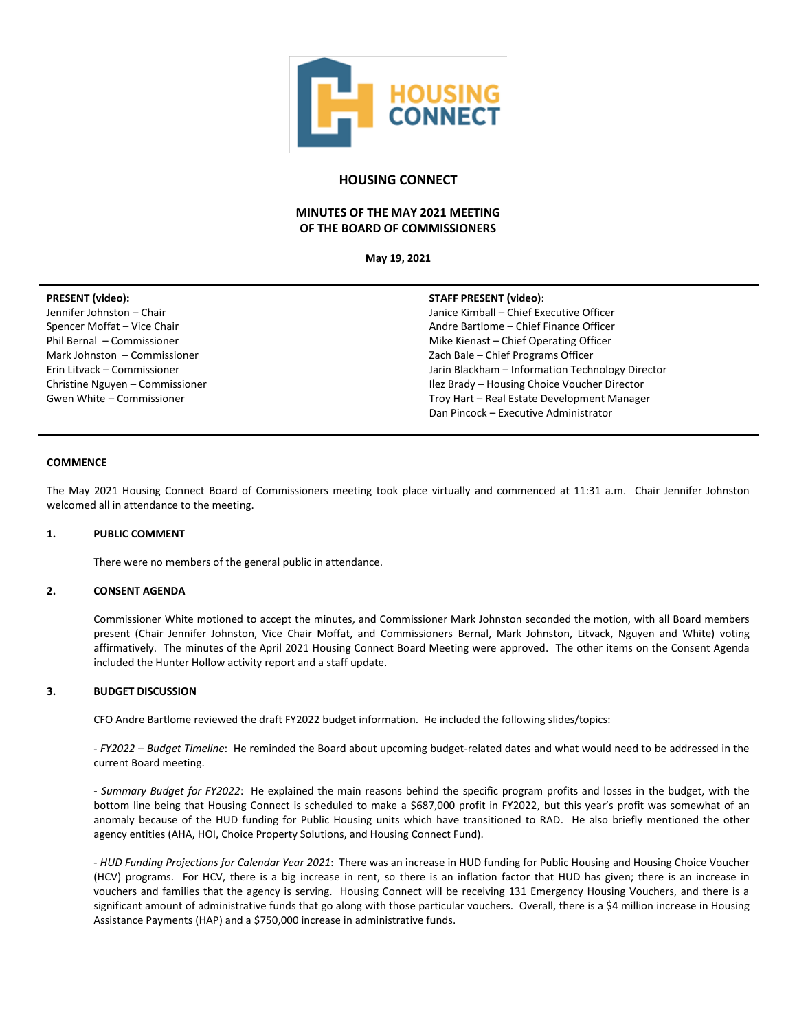# HOUSING CONNECT

## MINUTES OF THE MAY 2021 MEETING OF THE BOARD OF COMMISSIONERS

**May 19, 2021**

| **PRESENT (video):** | **STAFF PRESENT (video):** |
|---|---|
| Jennifer Johnston – Chair | Janice Kimball – Chief Executive Officer |
| Spencer Moffat – Vice Chair | Andre Bartlome – Chief Finance Officer |
| Phil Bernal – Commissioner | Mike Kienast – Chief Operating Officer |
| Mark Johnston – Commissioner | Zach Bale – Chief Programs Officer |
| Erin Litvack – Commissioner | Jarin Blackham – Information Technology Director |
| Christine Nguyen – Commissioner | Ilez Brady – Housing Choice Voucher Director |
| Gwen White – Commissioner | Troy Hart – Real Estate Development Manager |
| | Dan Pincock – Executive Administrator |

### COMMENCE

The May 2021 Housing Connect Board of Commissioners meeting took place virtually and commenced at 11:31 a.m. Chair Jennifer Johnston welcomed all in attendance to the meeting.

### 1. PUBLIC COMMENT

There were no members of the general public in attendance.

### 2. CONSENT AGENDA

Commissioner White motioned to accept the minutes, and Commissioner Mark Johnston seconded the motion, with all Board members present (Chair Jennifer Johnston, Vice Chair Moffat, and Commissioners Bernal, Mark Johnston, Litvack, Nguyen and White) voting affirmatively. The minutes of the April 2021 Housing Connect Board Meeting were approved. The other items on the Consent Agenda included the Hunter Hollow activity report and a staff update.

### 3. BUDGET DISCUSSION

CFO Andre Bartlome reviewed the draft FY2022 budget information. He included the following slides/topics:

- *FY2022 – Budget Timeline*: He reminded the Board about upcoming budget-related dates and what would need to be addressed in the current Board meeting.

- *Summary Budget for FY2022*: He explained the main reasons behind the specific program profits and losses in the budget, with the bottom line being that Housing Connect is scheduled to make a $687,000 profit in FY2022, but this year's profit was somewhat of an anomaly because of the HUD funding for Public Housing units which have transitioned to RAD. He also briefly mentioned the other agency entities (AHA, HOI, Choice Property Solutions, and Housing Connect Fund).

- *HUD Funding Projections for Calendar Year 2021*: There was an increase in HUD funding for Public Housing and Housing Choice Voucher (HCV) programs. For HCV, there is a big increase in rent, so there is an inflation factor that HUD has given; there is an increase in vouchers and families that the agency is serving. Housing Connect will be receiving 131 Emergency Housing Vouchers, and there is a significant amount of administrative funds that go along with those particular vouchers. Overall, there is a $4 million increase in Housing Assistance Payments (HAP) and a $750,000 increase in administrative funds.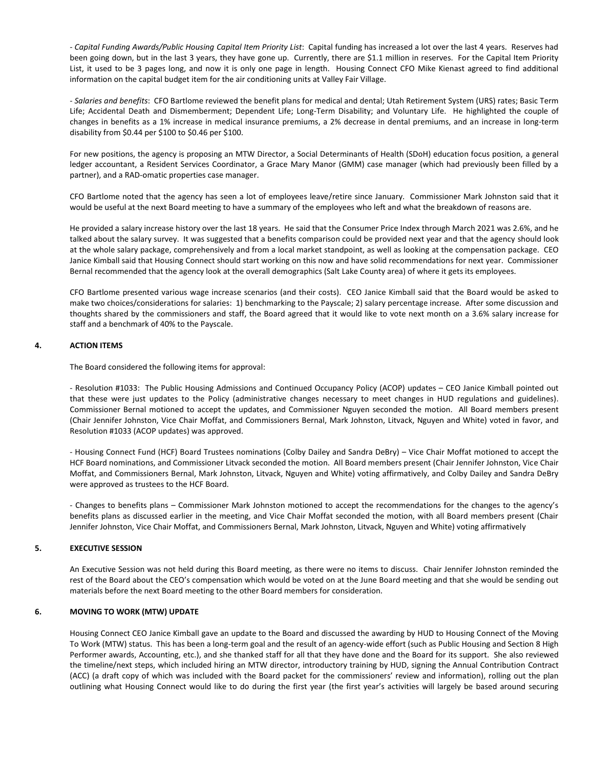- *Capital Funding Awards/Public Housing Capital Item Priority List*: Capital funding has increased a lot over the last 4 years. Reserves had been going down, but in the last 3 years, they have gone up. Currently, there are $1.1 million in reserves. For the Capital Item Priority List, it used to be 3 pages long, and now it is only one page in length. Housing Connect CFO Mike Kienast agreed to find additional information on the capital budget item for the air conditioning units at Valley Fair Village.

- *Salaries and benefits*: CFO Bartlome reviewed the benefit plans for medical and dental; Utah Retirement System (URS) rates; Basic Term Life; Accidental Death and Dismemberment; Dependent Life; Long-Term Disability; and Voluntary Life. He highlighted the couple of changes in benefits as a 1% increase in medical insurance premiums, a 2% decrease in dental premiums, and an increase in long-term disability from $0.44 per $100 to $0.46 per $100.

For new positions, the agency is proposing an MTW Director, a Social Determinants of Health (SDoH) education focus position, a general ledger accountant, a Resident Services Coordinator, a Grace Mary Manor (GMM) case manager (which had previously been filled by a partner), and a RAD-omatic properties case manager.

CFO Bartlome noted that the agency has seen a lot of employees leave/retire since January. Commissioner Mark Johnston said that it would be useful at the next Board meeting to have a summary of the employees who left and what the breakdown of reasons are.

He provided a salary increase history over the last 18 years. He said that the Consumer Price Index through March 2021 was 2.6%, and he talked about the salary survey. It was suggested that a benefits comparison could be provided next year and that the agency should look at the whole salary package, comprehensively and from a local market standpoint, as well as looking at the compensation package. CEO Janice Kimball said that Housing Connect should start working on this now and have solid recommendations for next year. Commissioner Bernal recommended that the agency look at the overall demographics (Salt Lake County area) of where it gets its employees.

CFO Bartlome presented various wage increase scenarios (and their costs). CEO Janice Kimball said that the Board would be asked to make two choices/considerations for salaries: 1) benchmarking to the Payscale; 2) salary percentage increase. After some discussion and thoughts shared by the commissioners and staff, the Board agreed that it would like to vote next month on a 3.6% salary increase for staff and a benchmark of 40% to the Payscale.

## 4. ACTION ITEMS

The Board considered the following items for approval:

- Resolution #1033: The Public Housing Admissions and Continued Occupancy Policy (ACOP) updates – CEO Janice Kimball pointed out that these were just updates to the Policy (administrative changes necessary to meet changes in HUD regulations and guidelines). Commissioner Bernal motioned to accept the updates, and Commissioner Nguyen seconded the motion. All Board members present (Chair Jennifer Johnston, Vice Chair Moffat, and Commissioners Bernal, Mark Johnston, Litvack, Nguyen and White) voted in favor, and Resolution #1033 (ACOP updates) was approved.

- Housing Connect Fund (HCF) Board Trustees nominations (Colby Dailey and Sandra DeBry) – Vice Chair Moffat motioned to accept the HCF Board nominations, and Commissioner Litvack seconded the motion. All Board members present (Chair Jennifer Johnston, Vice Chair Moffat, and Commissioners Bernal, Mark Johnston, Litvack, Nguyen and White) voting affirmatively, and Colby Dailey and Sandra DeBry were approved as trustees to the HCF Board.

- Changes to benefits plans – Commissioner Mark Johnston motioned to accept the recommendations for the changes to the agency's benefits plans as discussed earlier in the meeting, and Vice Chair Moffat seconded the motion, with all Board members present (Chair Jennifer Johnston, Vice Chair Moffat, and Commissioners Bernal, Mark Johnston, Litvack, Nguyen and White) voting affirmatively

## 5. EXECUTIVE SESSION

An Executive Session was not held during this Board meeting, as there were no items to discuss. Chair Jennifer Johnston reminded the rest of the Board about the CEO's compensation which would be voted on at the June Board meeting and that she would be sending out materials before the next Board meeting to the other Board members for consideration.

## 6. MOVING TO WORK (MTW) UPDATE

Housing Connect CEO Janice Kimball gave an update to the Board and discussed the awarding by HUD to Housing Connect of the Moving To Work (MTW) status. This has been a long-term goal and the result of an agency-wide effort (such as Public Housing and Section 8 High Performer awards, Accounting, etc.), and she thanked staff for all that they have done and the Board for its support. She also reviewed the timeline/next steps, which included hiring an MTW director, introductory training by HUD, signing the Annual Contribution Contract (ACC) (a draft copy of which was included with the Board packet for the commissioners' review and information), rolling out the plan outlining what Housing Connect would like to do during the first year (the first year's activities will largely be based around securing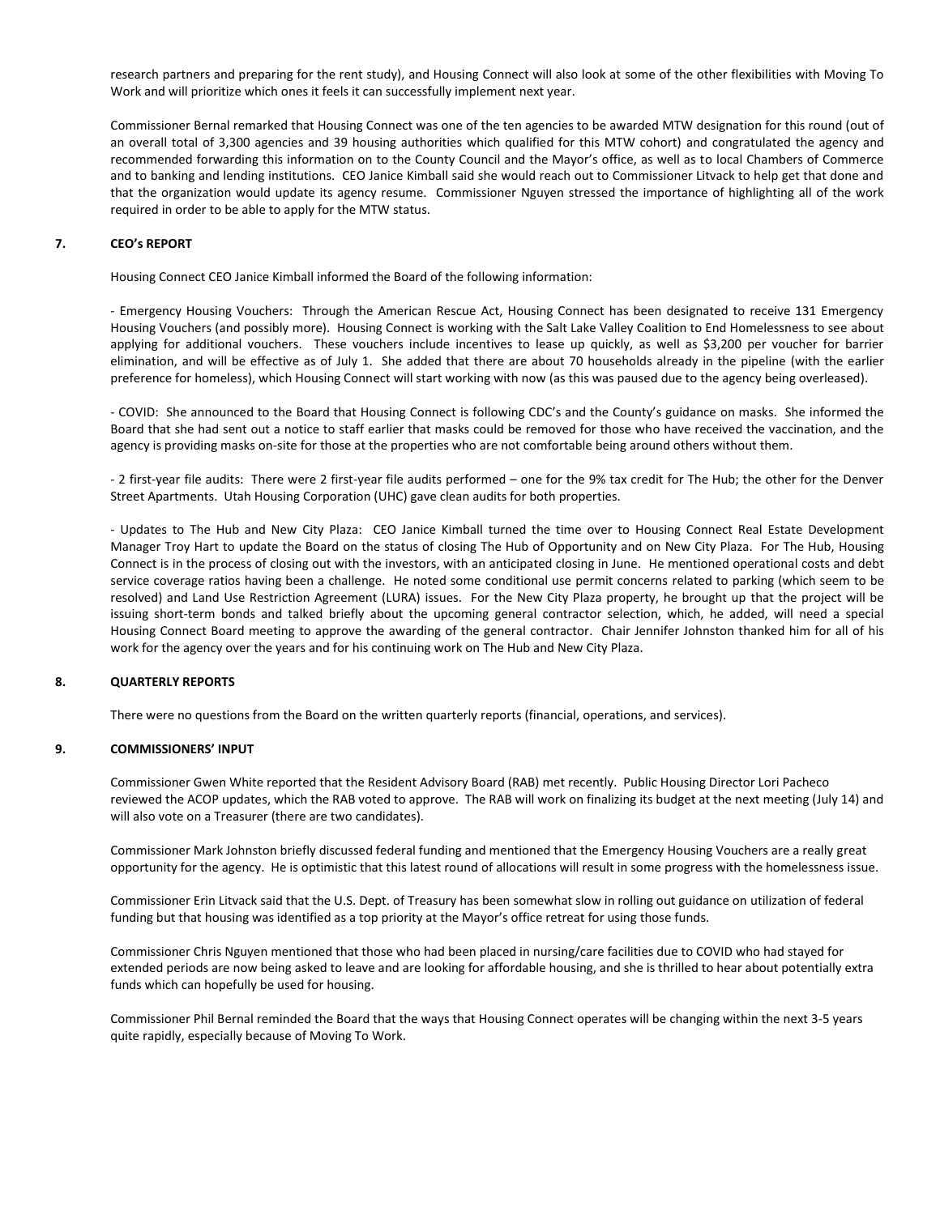research partners and preparing for the rent study), and Housing Connect will also look at some of the other flexibilities with Moving To Work and will prioritize which ones it feels it can successfully implement next year.

Commissioner Bernal remarked that Housing Connect was one of the ten agencies to be awarded MTW designation for this round (out of an overall total of 3,300 agencies and 39 housing authorities which qualified for this MTW cohort) and congratulated the agency and recommended forwarding this information on to the County Council and the Mayor's office, as well as to local Chambers of Commerce and to banking and lending institutions. CEO Janice Kimball said she would reach out to Commissioner Litvack to help get that done and that the organization would update its agency resume. Commissioner Nguyen stressed the importance of highlighting all of the work required in order to be able to apply for the MTW status.

## 7. CEO's REPORT

Housing Connect CEO Janice Kimball informed the Board of the following information:

- Emergency Housing Vouchers: Through the American Rescue Act, Housing Connect has been designated to receive 131 Emergency Housing Vouchers (and possibly more). Housing Connect is working with the Salt Lake Valley Coalition to End Homelessness to see about applying for additional vouchers. These vouchers include incentives to lease up quickly, as well as $3,200 per voucher for barrier elimination, and will be effective as of July 1. She added that there are about 70 households already in the pipeline (with the earlier preference for homeless), which Housing Connect will start working with now (as this was paused due to the agency being overleased).

- COVID: She announced to the Board that Housing Connect is following CDC's and the County's guidance on masks. She informed the Board that she had sent out a notice to staff earlier that masks could be removed for those who have received the vaccination, and the agency is providing masks on-site for those at the properties who are not comfortable being around others without them.

- 2 first-year file audits: There were 2 first-year file audits performed – one for the 9% tax credit for The Hub; the other for the Denver Street Apartments. Utah Housing Corporation (UHC) gave clean audits for both properties.

- Updates to The Hub and New City Plaza: CEO Janice Kimball turned the time over to Housing Connect Real Estate Development Manager Troy Hart to update the Board on the status of closing The Hub of Opportunity and on New City Plaza. For The Hub, Housing Connect is in the process of closing out with the investors, with an anticipated closing in June. He mentioned operational costs and debt service coverage ratios having been a challenge. He noted some conditional use permit concerns related to parking (which seem to be resolved) and Land Use Restriction Agreement (LURA) issues. For the New City Plaza property, he brought up that the project will be issuing short-term bonds and talked briefly about the upcoming general contractor selection, which, he added, will need a special Housing Connect Board meeting to approve the awarding of the general contractor. Chair Jennifer Johnston thanked him for all of his work for the agency over the years and for his continuing work on The Hub and New City Plaza.

## 8. QUARTERLY REPORTS

There were no questions from the Board on the written quarterly reports (financial, operations, and services).

## 9. COMMISSIONERS' INPUT

Commissioner Gwen White reported that the Resident Advisory Board (RAB) met recently. Public Housing Director Lori Pacheco reviewed the ACOP updates, which the RAB voted to approve. The RAB will work on finalizing its budget at the next meeting (July 14) and will also vote on a Treasurer (there are two candidates).

Commissioner Mark Johnston briefly discussed federal funding and mentioned that the Emergency Housing Vouchers are a really great opportunity for the agency. He is optimistic that this latest round of allocations will result in some progress with the homelessness issue.

Commissioner Erin Litvack said that the U.S. Dept. of Treasury has been somewhat slow in rolling out guidance on utilization of federal funding but that housing was identified as a top priority at the Mayor's office retreat for using those funds.

Commissioner Chris Nguyen mentioned that those who had been placed in nursing/care facilities due to COVID who had stayed for extended periods are now being asked to leave and are looking for affordable housing, and she is thrilled to hear about potentially extra funds which can hopefully be used for housing.

Commissioner Phil Bernal reminded the Board that the ways that Housing Connect operates will be changing within the next 3-5 years quite rapidly, especially because of Moving To Work.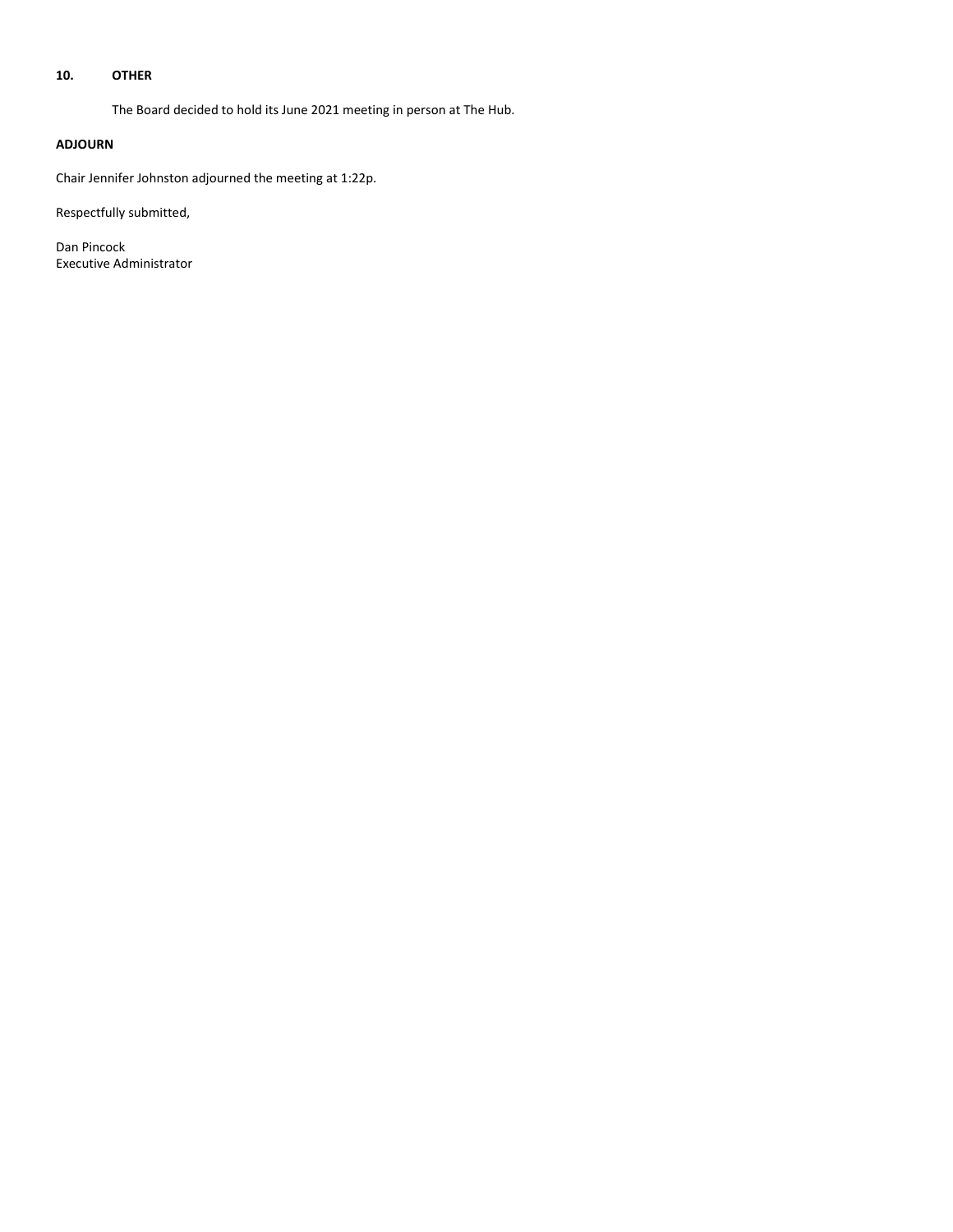**10. OTHER**

The Board decided to hold its June 2021 meeting in person at The Hub.

**ADJOURN**

Chair Jennifer Johnston adjourned the meeting at 1:22p.

Respectfully submitted,

Dan Pincock
Executive Administrator